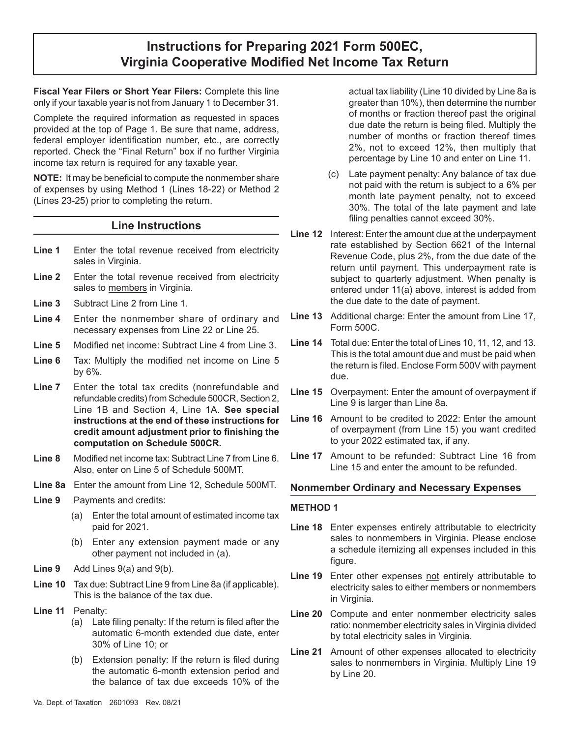# Instructions for Preparing 2021 Form 500EC, Virginia Cooperative Modified Net Income Tax Return

**Fiscal Year Filers or Short Year Filers:** Complete this line only if your taxable year is not from January 1 to December 31.

Complete the required information as requested in spaces provided at the top of Page 1. Be sure that name, address, federal employer identification number, etc., are correctly reported. Check the "Final Return" box if no further Virginia income tax return is required for any taxable year.

**NOTE:** It may be beneficial to compute the nonmember share of expenses by using Method 1 (Lines 18-22) or Method 2 (Lines 23-25) prior to completing the return.

## Line Instructions

**Line 1** Enter the total revenue received from electricity sales in Virginia.

**Line 2** Enter the total revenue received from electricity sales to members in Virginia.

**Line 3** Subtract Line 2 from Line 1.

**Line 4** Enter the nonmember share of ordinary and necessary expenses from Line 22 or Line 25.

**Line 5** Modified net income: Subtract Line 4 from Line 3.

**Line 6** Tax: Multiply the modified net income on Line 5 by 6%.

**Line 7** Enter the total tax credits (nonrefundable and refundable credits) from Schedule 500CR, Section 2, Line 1B and Section 4, Line 1A. **See special instructions at the end of these instructions for credit amount adjustment prior to finishing the computation on Schedule 500CR.**

**Line 8** Modified net income tax: Subtract Line 7 from Line 6. Also, enter on Line 5 of Schedule 500MT.

**Line 8a** Enter the amount from Line 12, Schedule 500MT.

**Line 9** Payments and credits:

- (a) Enter the total amount of estimated income tax paid for 2021.
- (b) Enter any extension payment made or any other payment not included in (a).

**Line 9** Add Lines 9(a) and 9(b).

**Line 10** Tax due: Subtract Line 9 from Line 8a (if applicable). This is the balance of the tax due.

**Line 11** Penalty:

- (a) Late filing penalty: If the return is filed after the automatic 6-month extended due date, enter 30% of Line 10; or
- (b) Extension penalty: If the return is filed during the automatic 6-month extension period and the balance of tax due exceeds 10% of the actual tax liability (Line 10 divided by Line 8a is greater than 10%), then determine the number of months or fraction thereof past the original due date the return is being filed. Multiply the number of months or fraction thereof times 2%, not to exceed 12%, then multiply that percentage by Line 10 and enter on Line 11.
- (c) Late payment penalty: Any balance of tax due not paid with the return is subject to a 6% per month late payment penalty, not to exceed 30%. The total of the late payment and late filing penalties cannot exceed 30%.

**Line 12** Interest: Enter the amount due at the underpayment rate established by Section 6621 of the Internal Revenue Code, plus 2%, from the due date of the return until payment. This underpayment rate is subject to quarterly adjustment. When penalty is entered under 11(a) above, interest is added from the due date to the date of payment.

**Line 13** Additional charge: Enter the amount from Line 17, Form 500C.

**Line 14** Total due: Enter the total of Lines 10, 11, 12, and 13. This is the total amount due and must be paid when the return is filed. Enclose Form 500V with payment due.

**Line 15** Overpayment: Enter the amount of overpayment if Line 9 is larger than Line 8a.

**Line 16** Amount to be credited to 2022: Enter the amount of overpayment (from Line 15) you want credited to your 2022 estimated tax, if any.

**Line 17** Amount to be refunded: Subtract Line 16 from Line 15 and enter the amount to be refunded.

### Nonmember Ordinary and Necessary Expenses

#### METHOD 1

**Line 18** Enter expenses entirely attributable to electricity sales to nonmembers in Virginia. Please enclose a schedule itemizing all expenses included in this figure.

**Line 19** Enter other expenses not entirely attributable to electricity sales to either members or nonmembers in Virginia.

**Line 20** Compute and enter nonmember electricity sales ratio: nonmember electricity sales in Virginia divided by total electricity sales in Virginia.

**Line 21** Amount of other expenses allocated to electricity sales to nonmembers in Virginia. Multiply Line 19 by Line 20.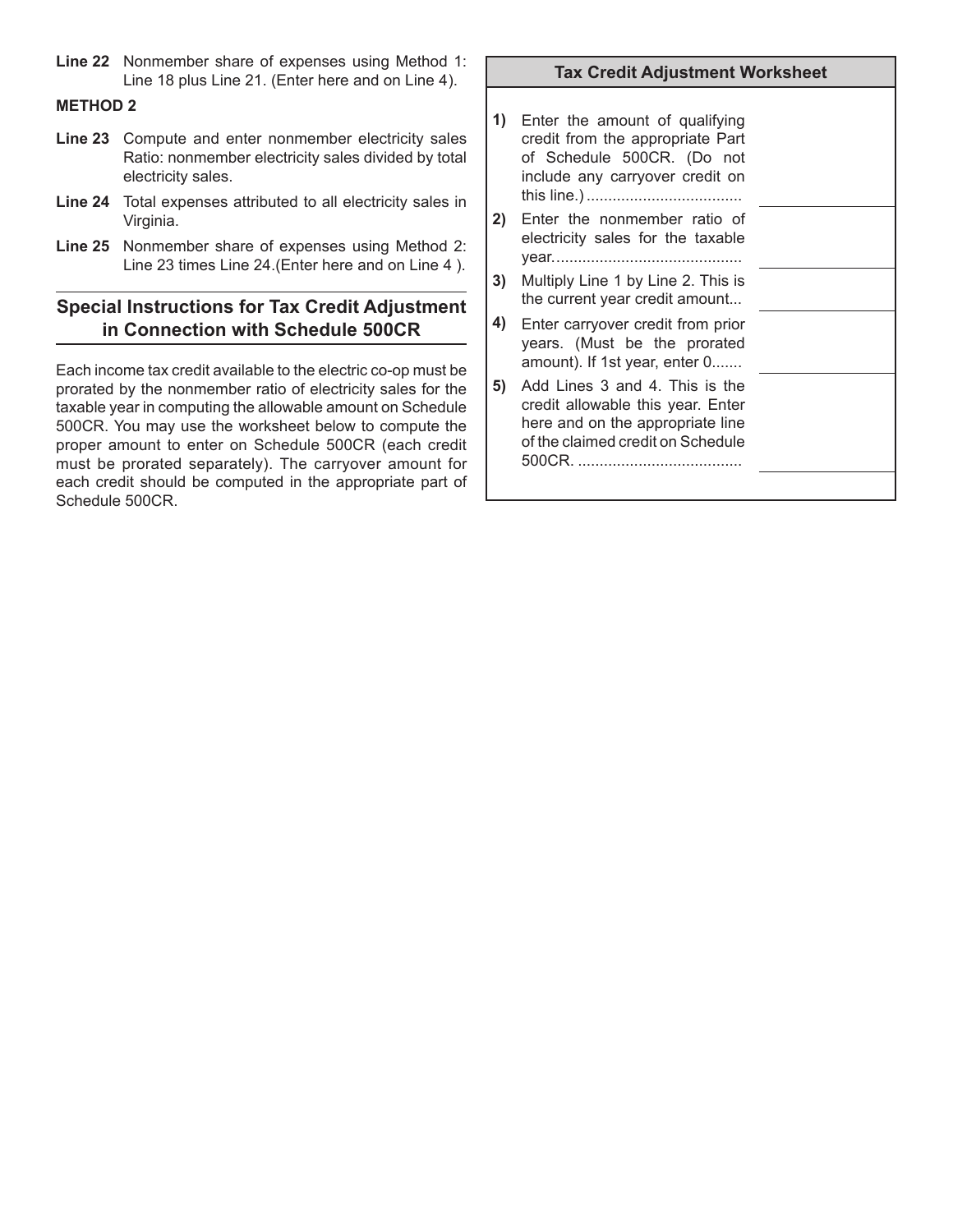**Line 22** Nonmember share of expenses using Method 1: Line 18 plus Line 21. (Enter here and on Line 4).

**METHOD 2**

**Line 23** Compute and enter nonmember electricity sales Ratio: nonmember electricity sales divided by total electricity sales.

**Line 24** Total expenses attributed to all electricity sales in Virginia.

**Line 25** Nonmember share of expenses using Method 2: Line 23 times Line 24.(Enter here and on Line 4 ).

## Special Instructions for Tax Credit Adjustment in Connection with Schedule 500CR

Each income tax credit available to the electric co-op must be prorated by the nonmember ratio of electricity sales for the taxable year in computing the allowable amount on Schedule 500CR. You may use the worksheet below to compute the proper amount to enter on Schedule 500CR (each credit must be prorated separately). The carryover amount for each credit should be computed in the appropriate part of Schedule 500CR.

### Tax Credit Adjustment Worksheet

| | | |
|---|---|---|
| **1)** | Enter the amount of qualifying credit from the appropriate Part of Schedule 500CR. (Do not include any carryover credit on this line.) .................................... | |
| **2)** | Enter the nonmember ratio of electricity sales for the taxable year. .......................................... | |
| **3)** | Multiply Line 1 by Line 2. This is the current year credit amount... | |
| **4)** | Enter carryover credit from prior years. (Must be the prorated amount). If 1st year, enter 0....... | |
| **5)** | Add Lines 3 and 4. This is the credit allowable this year. Enter here and on the appropriate line of the claimed credit on Schedule 500CR. ...................................... | |